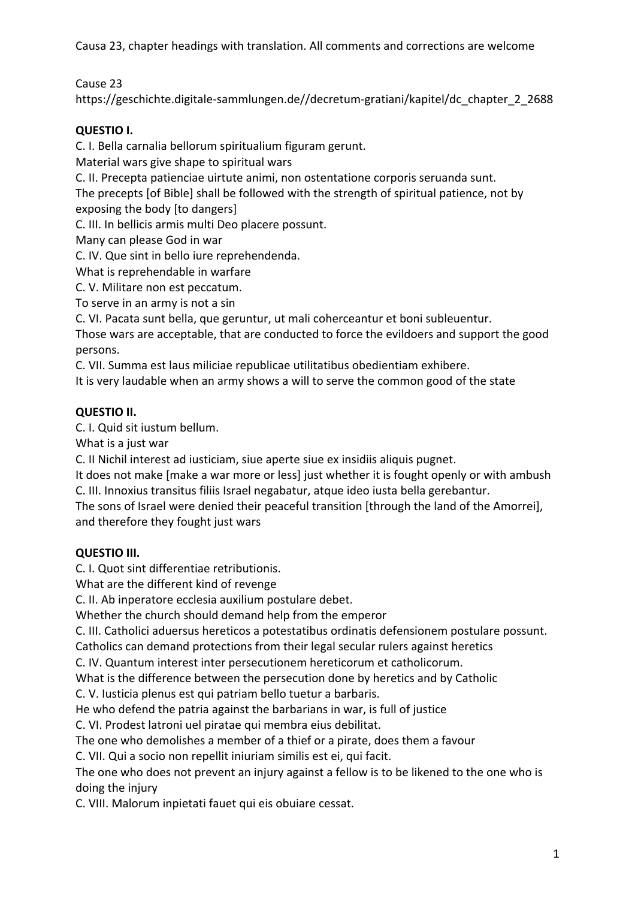Causa 23, chapter headings with translation. All comments and corrections are welcome

Cause 23
https://geschichte.digitale-sammlungen.de//decretum-gratiani/kapitel/dc_chapter_2_2688

**QUESTIO I.**

C. I. Bella carnalia bellorum spiritualium figuram gerunt.
Material wars give shape to spiritual wars

C. II. Precepta patienciae uirtute animi, non ostentatione corporis seruanda sunt.
The precepts [of Bible] shall be followed with the strength of spiritual patience, not by exposing the body [to dangers]

C. III. In bellicis armis multi Deo placere possunt.
Many can please God in war

C. IV. Que sint in bello iure reprehendenda.
What is reprehendable in warfare

C. V. Militare non est peccatum.
To serve in an army is not a sin

C. VI. Pacata sunt bella, que geruntur, ut mali coherceantur et boni subleuentur.
Those wars are acceptable, that are conducted to force the evildoers and support the good persons.

C. VII. Summa est laus miliciae republicae utilitatibus obedientiam exhibere.
It is very laudable when an army shows a will to serve the common good of the state

**QUESTIO II.**

C. I. Quid sit iustum bellum.
What is a just war

C. II Nichil interest ad iusticiam, siue aperte siue ex insidiis aliquis pugnet.
It does not make [make a war more or less] just whether it is fought openly or with ambush

C. III. Innoxius transitus filiis Israel negabatur, atque ideo iusta bella gerebantur.
The sons of Israel were denied their peaceful transition [through the land of the Amorrei], and therefore they fought just wars

**QUESTIO III.**

C. I. Quot sint differentiae retributionis.
What are the different kind of revenge

C. II. Ab inperatore ecclesia auxilium postulare debet.
Whether the church should demand help from the emperor

C. III. Catholici aduersus hereticos a potestatibus ordinatis defensionem postulare possunt.
Catholics can demand protections from their legal secular rulers against heretics

C. IV. Quantum interest inter persecutionem hereticorum et catholicorum.
What is the difference between the persecution done by heretics and by Catholic

C. V. Iusticia plenus est qui patriam bello tuetur a barbaris.
He who defend the patria against the barbarians in war, is full of justice

C. VI. Prodest latroni uel piratae qui membra eius debilitat.
The one who demolishes a member of a thief or a pirate, does them a favour

C. VII. Qui a socio non repellit iniuriam similis est ei, qui facit.
The one who does not prevent an injury against a fellow is to be likened to the one who is doing the injury

C. VIII. Malorum inpietati fauet qui eis obuiare cessat.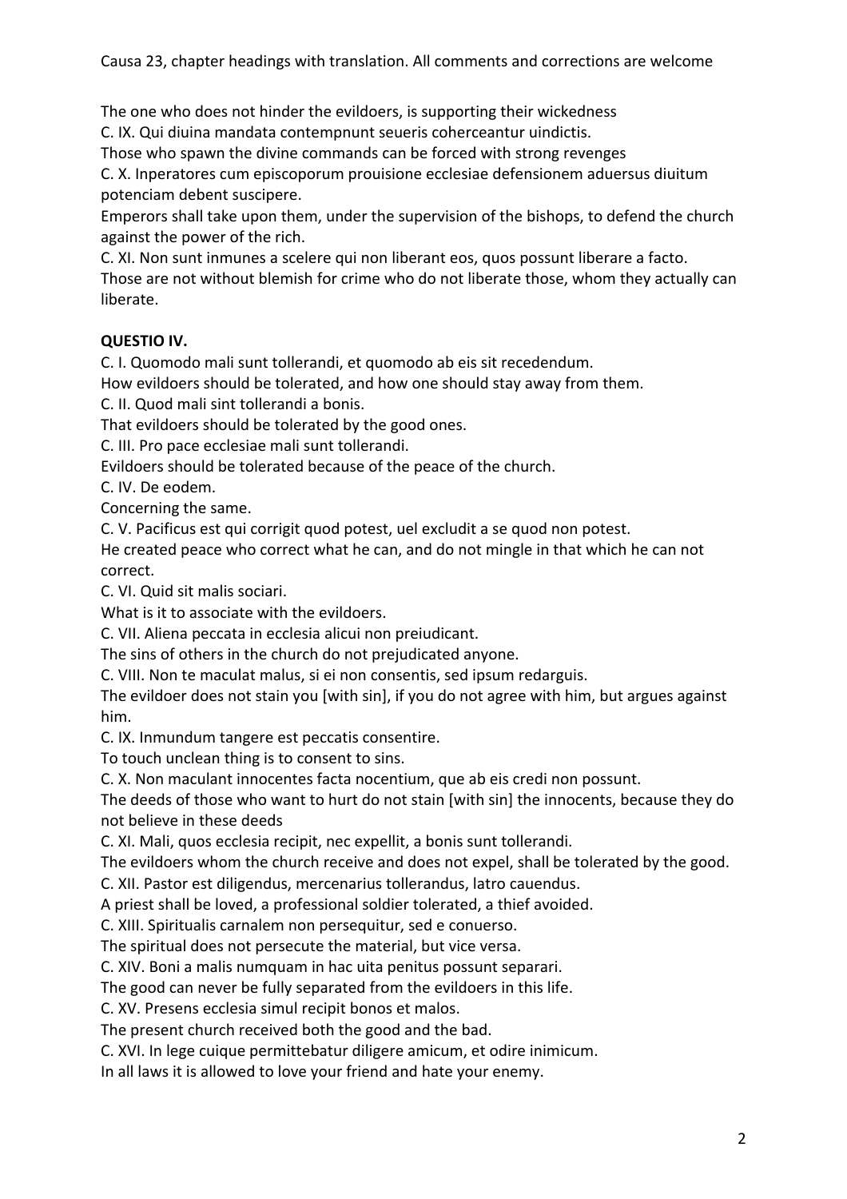Causa 23, chapter headings with translation. All comments and corrections are welcome

The one who does not hinder the evildoers, is supporting their wickedness

C. IX. Qui diuina mandata contempnunt seueris coherceantur uindictis.

Those who spawn the divine commands can be forced with strong revenges

C. X. Inperatores cum episcoporum prouisione ecclesiae defensionem aduersus diuitum potenciam debent suscipere.

Emperors shall take upon them, under the supervision of the bishops, to defend the church against the power of the rich.

C. XI. Non sunt inmunes a scelere qui non liberant eos, quos possunt liberare a facto.

Those are not without blemish for crime who do not liberate those, whom they actually can liberate.

**QUESTIO IV.**

C. I. Quomodo mali sunt tollerandi, et quomodo ab eis sit recedendum.

How evildoers should be tolerated, and how one should stay away from them.

C. II. Quod mali sint tollerandi a bonis.

That evildoers should be tolerated by the good ones.

C. III. Pro pace ecclesiae mali sunt tollerandi.

Evildoers should be tolerated because of the peace of the church.

C. IV. De eodem.

Concerning the same.

C. V. Pacificus est qui corrigit quod potest, uel excludit a se quod non potest.

He created peace who correct what he can, and do not mingle in that which he can not correct.

C. VI. Quid sit malis sociari.

What is it to associate with the evildoers.

C. VII. Aliena peccata in ecclesia alicui non preiudicant.

The sins of others in the church do not prejudicated anyone.

C. VIII. Non te maculat malus, si ei non consentis, sed ipsum redarguis.

The evildoer does not stain you [with sin], if you do not agree with him, but argues against him.

C. IX. Inmundum tangere est peccatis consentire.

To touch unclean thing is to consent to sins.

C. X. Non maculant innocentes facta nocentium, que ab eis credi non possunt.

The deeds of those who want to hurt do not stain [with sin] the innocents, because they do not believe in these deeds

C. XI. Mali, quos ecclesia recipit, nec expellit, a bonis sunt tollerandi.

The evildoers whom the church receive and does not expel, shall be tolerated by the good.

C. XII. Pastor est diligendus, mercenarius tollerandus, latro cauendus.

A priest shall be loved, a professional soldier tolerated, a thief avoided.

C. XIII. Spiritualis carnalem non persequitur, sed e conuerso.

The spiritual does not persecute the material, but vice versa.

C. XIV. Boni a malis numquam in hac uita penitus possunt separari.

The good can never be fully separated from the evildoers in this life.

C. XV. Presens ecclesia simul recipit bonos et malos.

The present church received both the good and the bad.

C. XVI. In lege cuique permittebatur diligere amicum, et odire inimicum.

In all laws it is allowed to love your friend and hate your enemy.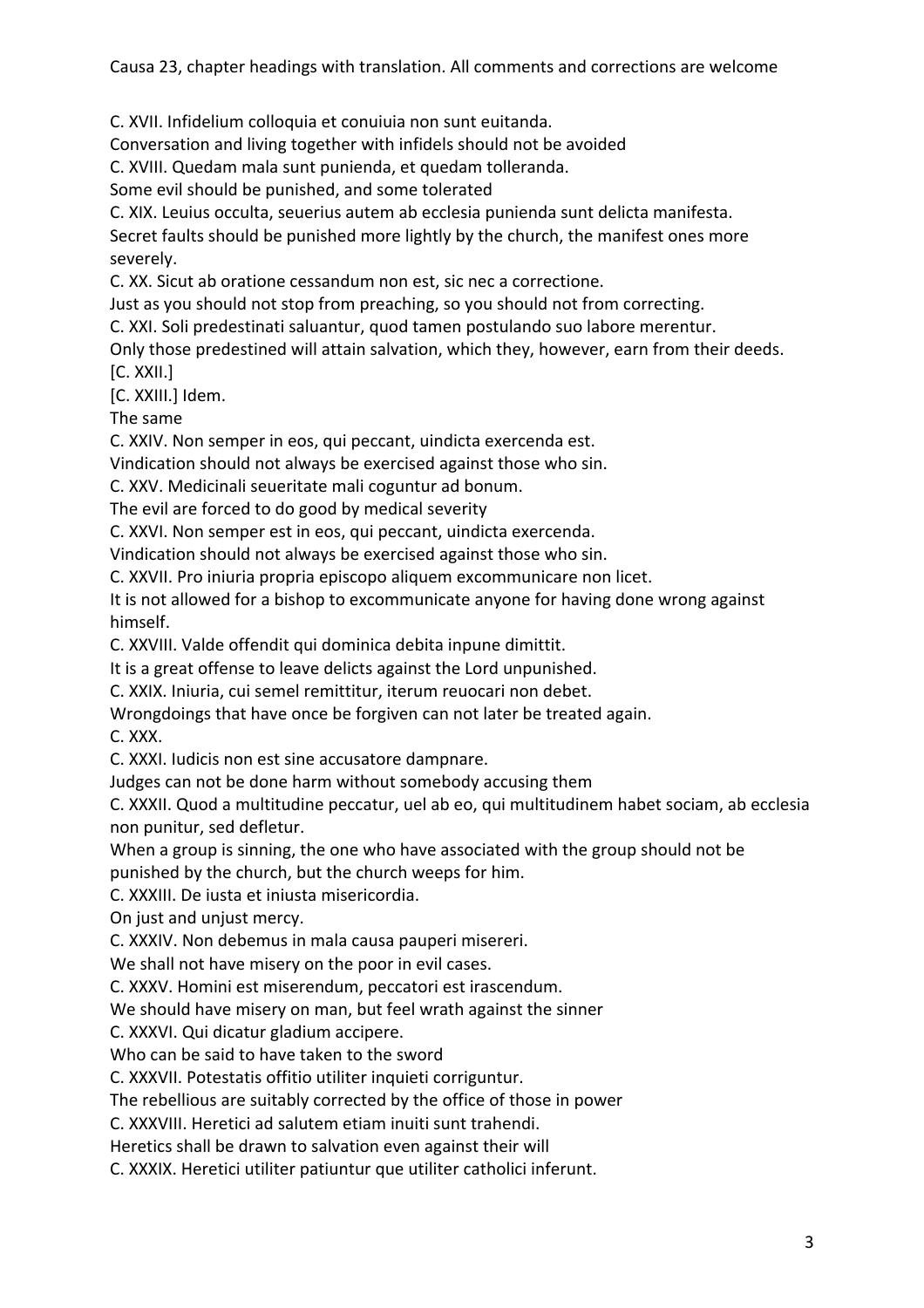Causa 23, chapter headings with translation. All comments and corrections are welcome

C. XVII. Infidelium colloquia et conuiuia non sunt euitanda.
Conversation and living together with infidels should not be avoided

C. XVIII. Quedam mala sunt punienda, et quedam tolleranda.
Some evil should be punished, and some tolerated

C. XIX. Leuius occulta, seuerius autem ab ecclesia punienda sunt delicta manifesta.
Secret faults should be punished more lightly by the church, the manifest ones more severely.

C. XX. Sicut ab oratione cessandum non est, sic nec a correctione.
Just as you should not stop from preaching, so you should not from correcting.

C. XXI. Soli predestinati saluantur, quod tamen postulando suo labore merentur.
Only those predestined will attain salvation, which they, however, earn from their deeds.

[C. XXII.]

[C. XXIII.] Idem.
The same

C. XXIV. Non semper in eos, qui peccant, uindicta exercenda est.
Vindication should not always be exercised against those who sin.

C. XXV. Medicinali seueritate mali coguntur ad bonum.
The evil are forced to do good by medical severity

C. XXVI. Non semper est in eos, qui peccant, uindicta exercenda.
Vindication should not always be exercised against those who sin.

C. XXVII. Pro iniuria propria episcopo aliquem excommunicare non licet.
It is not allowed for a bishop to excommunicate anyone for having done wrong against himself.

C. XXVIII. Valde offendit qui dominica debita inpune dimittit.
It is a great offense to leave delicts against the Lord unpunished.

C. XXIX. Iniuria, cui semel remittitur, iterum reuocari non debet.
Wrongdoings that have once be forgiven can not later be treated again.

C. XXX.

C. XXXI. Iudicis non est sine accusatore dampnare.
Judges can not be done harm without somebody accusing them

C. XXXII. Quod a multitudine peccatur, uel ab eo, qui multitudinem habet sociam, ab ecclesia non punitur, sed defletur.
When a group is sinning, the one who have associated with the group should not be punished by the church, but the church weeps for him.

C. XXXIII. De iusta et iniusta misericordia.
On just and unjust mercy.

C. XXXIV. Non debemus in mala causa pauperi misereri.
We shall not have misery on the poor in evil cases.

C. XXXV. Homini est miserendum, peccatori est irascendum.
We should have misery on man, but feel wrath against the sinner

C. XXXVI. Qui dicatur gladium accipere.
Who can be said to have taken to the sword

C. XXXVII. Potestatis offitio utiliter inquieti corriguntur.
The rebellious are suitably corrected by the office of those in power

C. XXXVIII. Heretici ad salutem etiam inuiti sunt trahendi.
Heretics shall be drawn to salvation even against their will

C. XXXIX. Heretici utiliter patiuntur que utiliter catholici inferunt.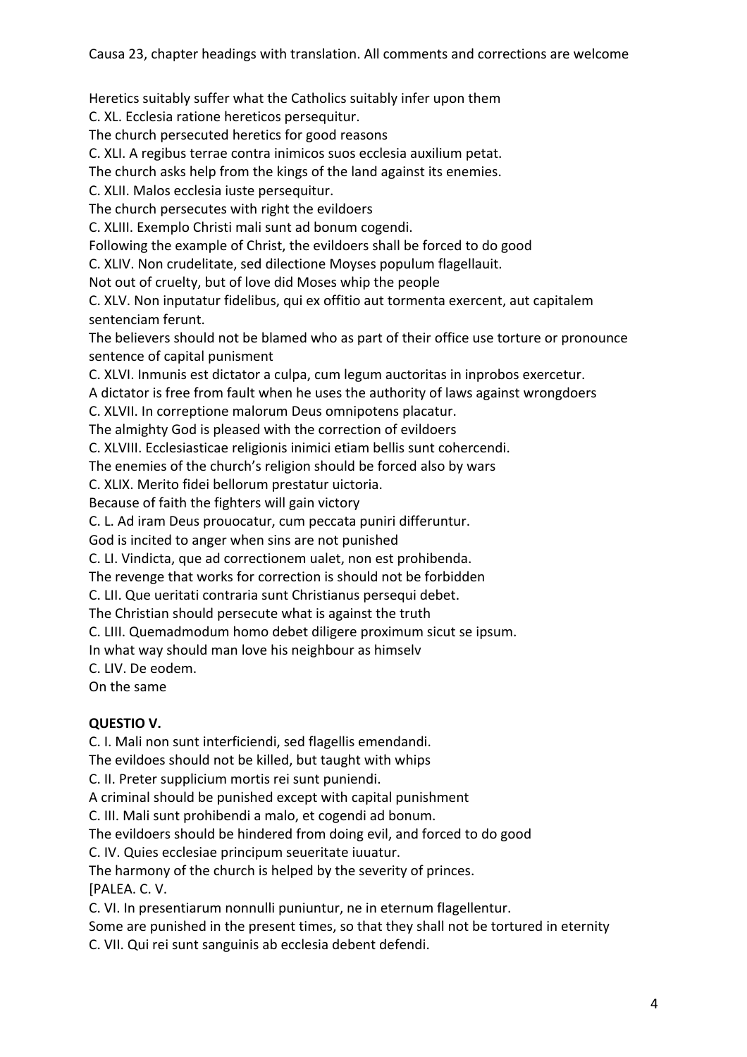Causa 23, chapter headings with translation. All comments and corrections are welcome

Heretics suitably suffer what the Catholics suitably infer upon them
C. XL. Ecclesia ratione hereticos persequitur.
The church persecuted heretics for good reasons
C. XLI. A regibus terrae contra inimicos suos ecclesia auxilium petat.
The church asks help from the kings of the land against its enemies.
C. XLII. Malos ecclesia iuste persequitur.
The church persecutes with right the evildoers
C. XLIII. Exemplo Christi mali sunt ad bonum cogendi.
Following the example of Christ, the evildoers shall be forced to do good
C. XLIV. Non crudelitate, sed dilectione Moyses populum flagellauit.
Not out of cruelty, but of love did Moses whip the people
C. XLV. Non inputatur fidelibus, qui ex offitio aut tormenta exercent, aut capitalem senteciam ferunt.
The believers should not be blamed who as part of their office use torture or pronounce sentence of capital punisment
C. XLVI. Inmunis est dictator a culpa, cum legum auctoritas in inprobos exercetur.
A dictator is free from fault when he uses the authority of laws against wrongdoers
C. XLVII. In correptione malorum Deus omnipotens placatur.
The almighty God is pleased with the correction of evildoers
C. XLVIII. Ecclesiasticae religionis inimici etiam bellis sunt cohercendi.
The enemies of the church's religion should be forced also by wars
C. XLIX. Merito fidei bellorum prestatur uictoria.
Because of faith the fighters will gain victory
C. L. Ad iram Deus prouocatur, cum peccata puniri differuntur.
God is incited to anger when sins are not punished
C. LI. Vindicta, que ad correctionem ualet, non est prohibenda.
The revenge that works for correction is should not be forbidden
C. LII. Que ueritati contraria sunt Christianus persequi debet.
The Christian should persecute what is against the truth
C. LIII. Quemadmodum homo debet diligere proximum sicut se ipsum.
In what way should man love his neighbour as himselv
C. LIV. De eodem.
On the same

**QUESTIO V.**

C. I. Mali non sunt interficiendi, sed flagellis emendandi.
The evildoes should not be killed, but taught with whips
C. II. Preter supplicium mortis rei sunt puniendi.
A criminal should be punished except with capital punishment
C. III. Mali sunt prohibendi a malo, et cogendi ad bonum.
The evildoers should be hindered from doing evil, and forced to do good
C. IV. Quies ecclesiae principum seueritate iuuatur.
The harmony of the church is helped by the severity of princes.
[PALEA. C. V.
C. VI. In presentiarum nonnulli puniuntur, ne in eternum flagellentur.
Some are punished in the present times, so that they shall not be tortured in eternity
C. VII. Qui rei sunt sanguinis ab ecclesia debent defendi.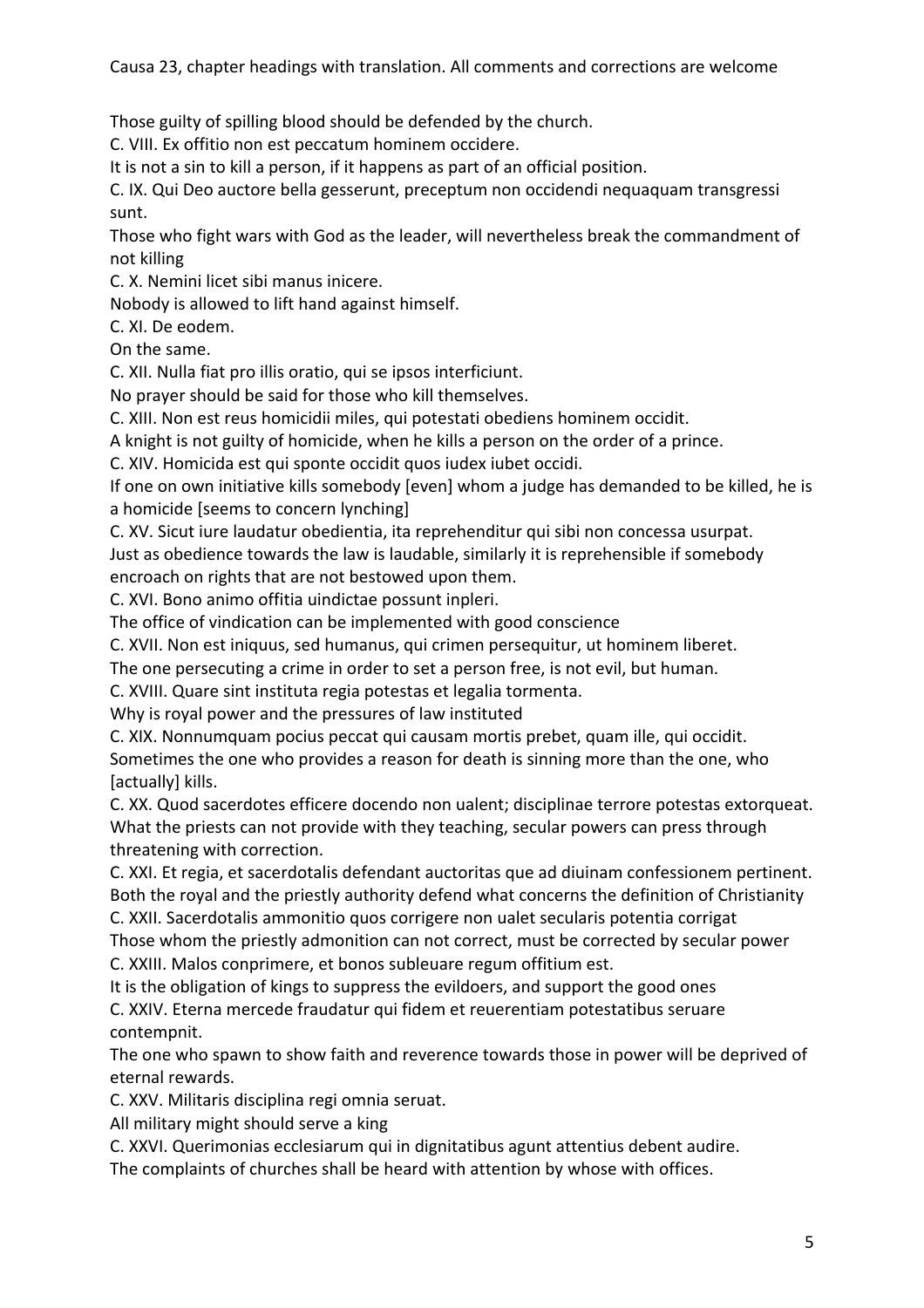Causa 23, chapter headings with translation. All comments and corrections are welcome

Those guilty of spilling blood should be defended by the church.

C. VIII. Ex offitio non est peccatum hominem occidere.

It is not a sin to kill a person, if it happens as part of an official position.

C. IX. Qui Deo auctore bella gesserunt, preceptum non occidendi nequaquam transgressi sunt.

Those who fight wars with God as the leader, will nevertheless break the commandment of not killing

C. X. Nemini licet sibi manus inicere.

Nobody is allowed to lift hand against himself.

C. XI. De eodem.

On the same.

C. XII. Nulla fiat pro illis oratio, qui se ipsos interficiunt.

No prayer should be said for those who kill themselves.

C. XIII. Non est reus homicidii miles, qui potestati obediens hominem occidit.

A knight is not guilty of homicide, when he kills a person on the order of a prince.

C. XIV. Homicida est qui sponte occidit quos iudex iubet occidi.

If one on own initiative kills somebody [even] whom a judge has demanded to be killed, he is a homicide [seems to concern lynching]

C. XV. Sicut iure laudatur obedientia, ita reprehenditur qui sibi non concessa usurpat.

Just as obedience towards the law is laudable, similarly it is reprehensible if somebody encroach on rights that are not bestowed upon them.

C. XVI. Bono animo offitia uindictae possunt inpleri.

The office of vindication can be implemented with good conscience

C. XVII. Non est iniquus, sed humanus, qui crimen persequitur, ut hominem liberet.

The one persecuting a crime in order to set a person free, is not evil, but human.

C. XVIII. Quare sint instituta regia potestas et legalia tormenta.

Why is royal power and the pressures of law instituted

C. XIX. Nonnumquam pocius peccat qui causam mortis prebet, quam ille, qui occidit.

Sometimes the one who provides a reason for death is sinning more than the one, who [actually] kills.

C. XX. Quod sacerdotes efficere docendo non ualent; disciplinae terrore potestas extorqueat.

What the priests can not provide with they teaching, secular powers can press through threatening with correction.

C. XXI. Et regia, et sacerdotalis defendant auctoritas que ad diuinam confessionem pertinent.

Both the royal and the priestly authority defend what concerns the definition of Christianity

C. XXII. Sacerdotalis ammonitio quos corrigere non ualet secularis potentia corrigat

Those whom the priestly admonition can not correct, must be corrected by secular power

C. XXIII. Malos conprimere, et bonos subleuare regum offitium est.

It is the obligation of kings to suppress the evildoers, and support the good ones

C. XXIV. Eterna mercede fraudatur qui fidem et reuerentiam potestatibus seruare contempnit.

The one who spawn to show faith and reverence towards those in power will be deprived of eternal rewards.

C. XXV. Militaris disciplina regi omnia seruat.

All military might should serve a king

C. XXVI. Querimonias ecclesiarum qui in dignitatibus agunt attentius debent audire.

The complaints of churches shall be heard with attention by whose with offices.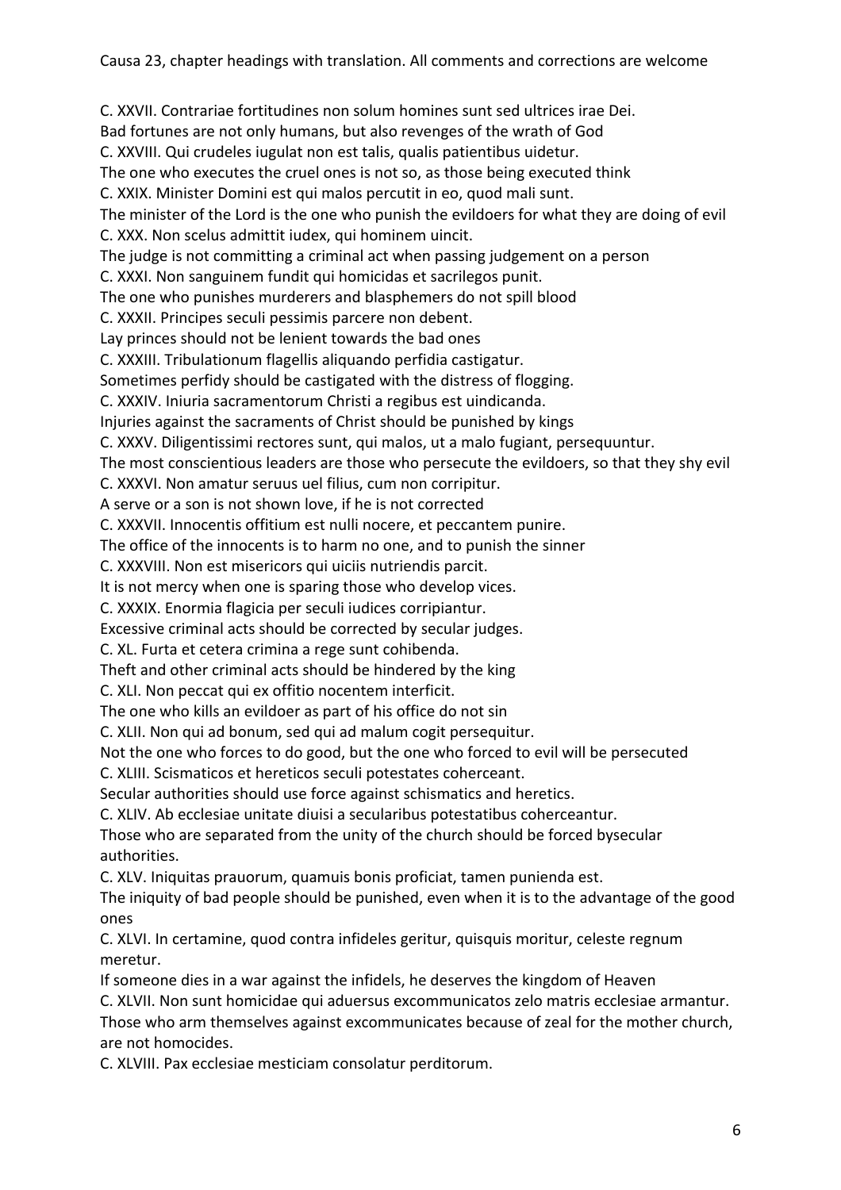Causa 23, chapter headings with translation. All comments and corrections are welcome

C. XXVII. Contrariae fortitudines non solum homines sunt sed ultrices irae Dei.
Bad fortunes are not only humans, but also revenges of the wrath of God

C. XXVIII. Qui crudeles iugulat non est talis, qualis patientibus uidetur.
The one who executes the cruel ones is not so, as those being executed think

C. XXIX. Minister Domini est qui malos percutit in eo, quod mali sunt.
The minister of the Lord is the one who punish the evildoers for what they are doing of evil

C. XXX. Non scelus admittit iudex, qui hominem uincit.
The judge is not committing a criminal act when passing judgement on a person

C. XXXI. Non sanguinem fundit qui homicidas et sacrilegos punit.
The one who punishes murderers and blasphemers do not spill blood

C. XXXII. Principes seculi pessimis parcere non debent.
Lay princes should not be lenient towards the bad ones

C. XXXIII. Tribulationum flagellis aliquando perfidia castigatur.
Sometimes perfidy should be castigated with the distress of flogging.

C. XXXIV. Iniuria sacramentorum Christi a regibus est uindicanda.
Injuries against the sacraments of Christ should be punished by kings

C. XXXV. Diligentissimi rectores sunt, qui malos, ut a malo fugiant, persequuntur.
The most conscientious leaders are those who persecute the evildoers, so that they shy evil

C. XXXVI. Non amatur seruus uel filius, cum non corripitur.
A serve or a son is not shown love, if he is not corrected

C. XXXVII. Innocentis offitium est nulli nocere, et peccantem punire.
The office of the innocents is to harm no one, and to punish the sinner

C. XXXVIII. Non est misericors qui uiciis nutriendis parcit.
It is not mercy when one is sparing those who develop vices.

C. XXXIX. Enormia flagicia per seculi iudices corripiantur.
Excessive criminal acts should be corrected by secular judges.

C. XL. Furta et cetera crimina a rege sunt cohibenda.
Theft and other criminal acts should be hindered by the king

C. XLI. Non peccat qui ex offitio nocentem interficit.
The one who kills an evildoer as part of his office do not sin

C. XLII. Non qui ad bonum, sed qui ad malum cogit persequitur.
Not the one who forces to do good, but the one who forced to evil will be persecuted

C. XLIII. Scismaticos et hereticos seculi potestates coherceant.
Secular authorities should use force against schismatics and heretics.

C. XLIV. Ab ecclesiae unitate diuisi a secularibus potestatibus coherceantur.
Those who are separated from the unity of the church should be forced bysecular authorities.

C. XLV. Iniquitas prauorum, quamuis bonis proficiat, tamen punienda est.
The iniquity of bad people should be punished, even when it is to the advantage of the good ones

C. XLVI. In certamine, quod contra infideles geritur, quisquis moritur, celeste regnum meretur.
If someone dies in a war against the infidels, he deserves the kingdom of Heaven

C. XLVII. Non sunt homicidae qui aduersus excommunicatos zelo matris ecclesiae armantur.
Those who arm themselves against excommunicates because of zeal for the mother church, are not homocides.

C. XLVIII. Pax ecclesiae mesticiam consolatur perditorum.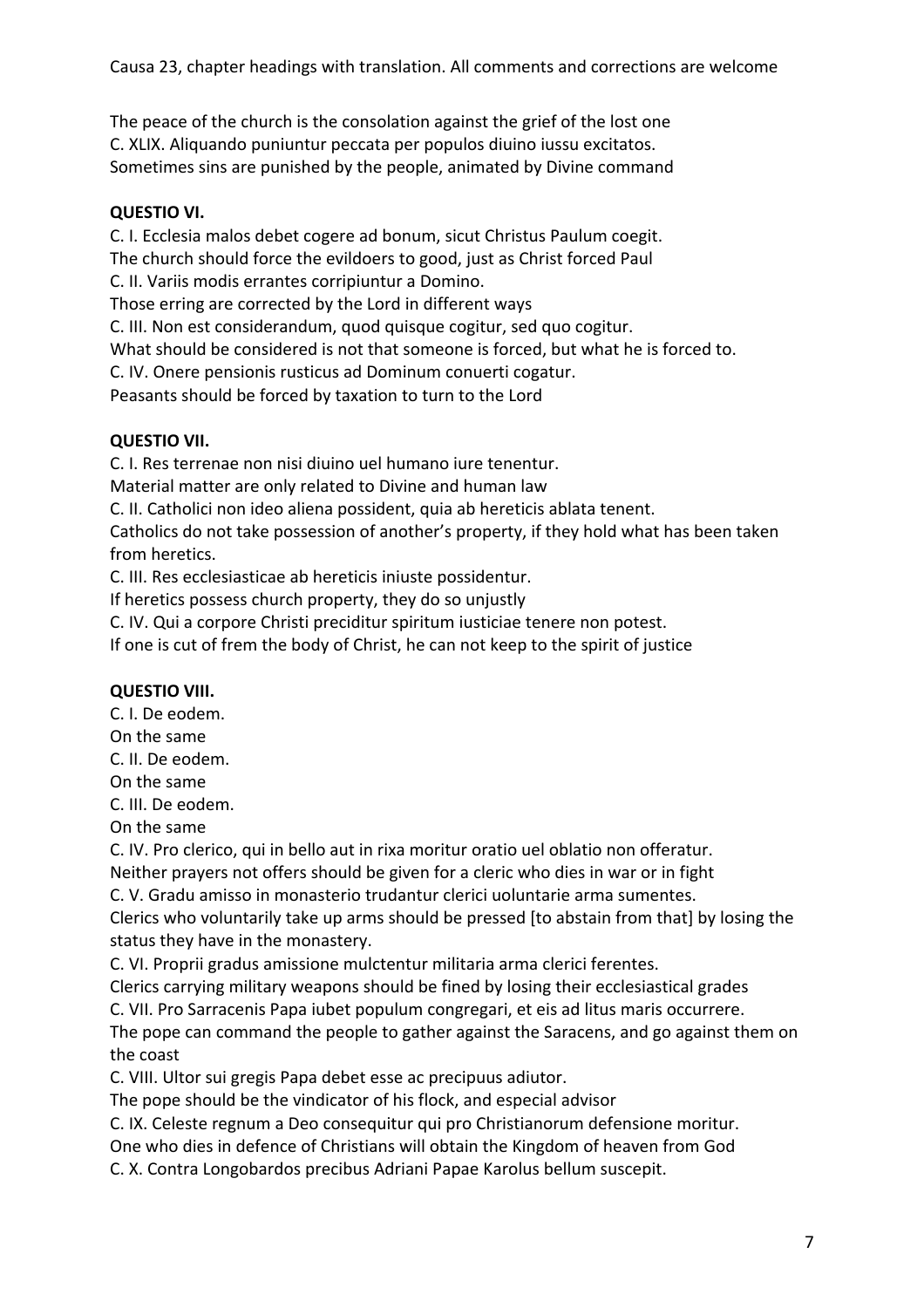Causa 23, chapter headings with translation. All comments and corrections are welcome

The peace of the church is the consolation against the grief of the lost one
C. XLIX. Aliquando puniuntur peccata per populos diuino iussu excitatos.
Sometimes sins are punished by the people, animated by Divine command

**QUESTIO VI.**

C. I. Ecclesia malos debet cogere ad bonum, sicut Christus Paulum coegit.
The church should force the evildoers to good, just as Christ forced Paul
C. II. Variis modis errantes corripiuntur a Domino.
Those erring are corrected by the Lord in different ways
C. III. Non est considerandum, quod quisque cogitur, sed quo cogitur.
What should be considered is not that someone is forced, but what he is forced to.
C. IV. Onere pensionis rusticus ad Dominum conuerti cogatur.
Peasants should be forced by taxation to turn to the Lord

**QUESTIO VII.**

C. I. Res terrenae non nisi diuino uel humano iure tenentur.
Material matter are only related to Divine and human law
C. II. Catholici non ideo aliena possident, quia ab hereticis ablata tenent.
Catholics do not take possession of another's property, if they hold what has been taken from heretics.
C. III. Res ecclesiasticae ab hereticis iniuste possidentur.
If heretics possess church property, they do so unjustly
C. IV. Qui a corpore Christi preciditur spiritum iusticiae tenere non potest.
If one is cut of frem the body of Christ, he can not keep to the spirit of justice

**QUESTIO VIII.**

C. I. De eodem.
On the same
C. II. De eodem.
On the same
C. III. De eodem.
On the same
C. IV. Pro clerico, qui in bello aut in rixa moritur oratio uel oblatio non offeratur.
Neither prayers not offers should be given for a cleric who dies in war or in fight
C. V. Gradu amisso in monasterio trudantur clerici uoluntarie arma sumentes.
Clerics who voluntarily take up arms should be pressed [to abstain from that] by losing the status they have in the monastery.
C. VI. Proprii gradus amissione mulctentur militaria arma clerici ferentes.
Clerics carrying military weapons should be fined by losing their ecclesiastical grades
C. VII. Pro Sarracenis Papa iubet populum congregari, et eis ad litus maris occurrere.
The pope can command the people to gather against the Saracens, and go against them on the coast
C. VIII. Ultor sui gregis Papa debet esse ac precipuus adiutor.
The pope should be the vindicator of his flock, and especial advisor
C. IX. Celeste regnum a Deo consequitur qui pro Christianorum defensione moritur.
One who dies in defence of Christians will obtain the Kingdom of heaven from God
C. X. Contra Longobardos precibus Adriani Papae Karolus bellum suscepit.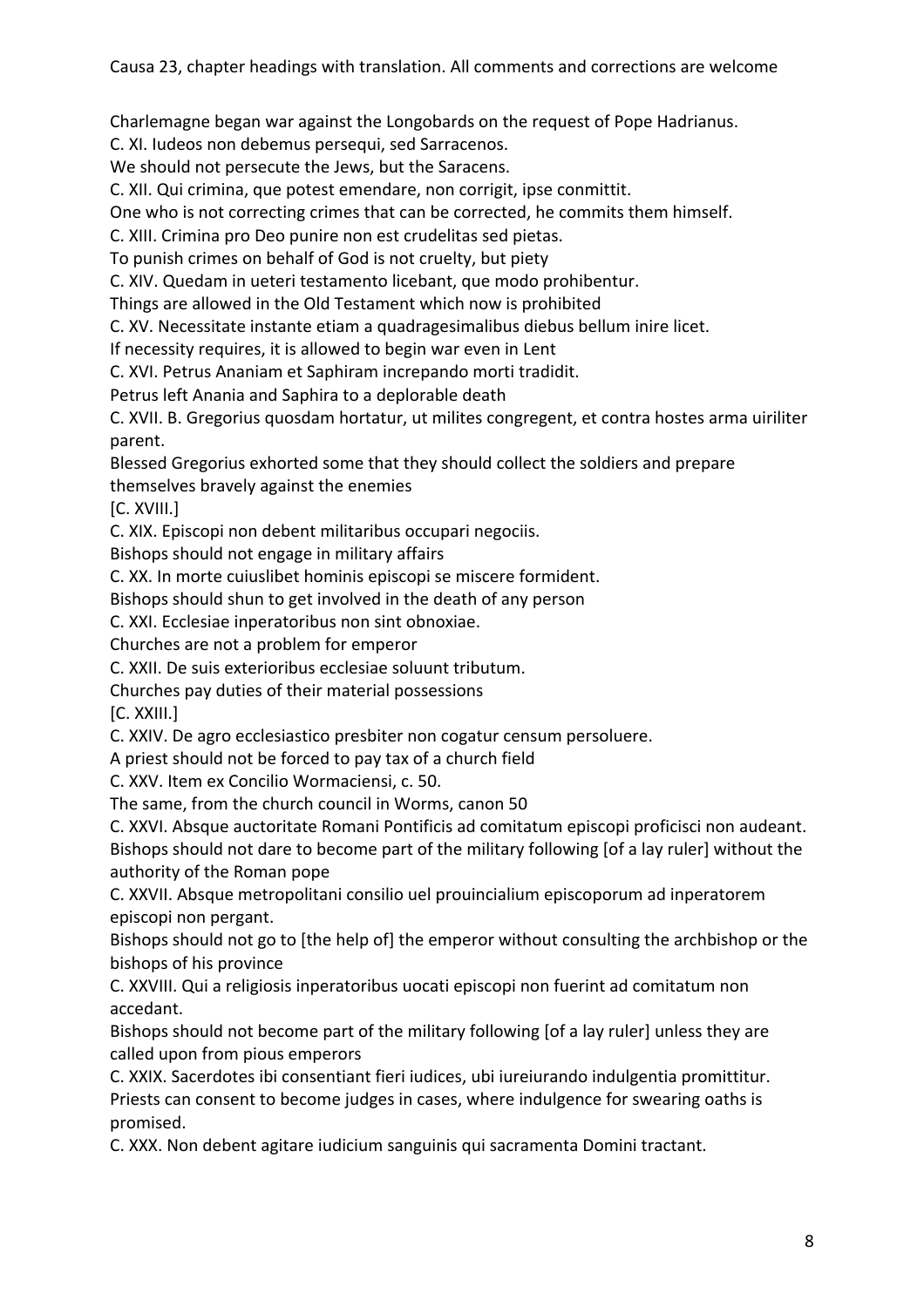Causa 23, chapter headings with translation. All comments and corrections are welcome

Charlemagne began war against the Longobards on the request of Pope Hadrianus.

C. XI. Iudeos non debemus persequi, sed Sarracenos.

We should not persecute the Jews, but the Saracens.

C. XII. Qui crimina, que potest emendare, non corrigit, ipse conmittit.

One who is not correcting crimes that can be corrected, he commits them himself.

C. XIII. Crimina pro Deo punire non est crudelitas sed pietas.

To punish crimes on behalf of God is not cruelty, but piety

C. XIV. Quedam in ueteri testamento licebant, que modo prohibentur.

Things are allowed in the Old Testament which now is prohibited

C. XV. Necessitate instante etiam a quadragesimalibus diebus bellum inire licet.

If necessity requires, it is allowed to begin war even in Lent

C. XVI. Petrus Ananiam et Saphiram increpando morti tradidit.

Petrus left Anania and Saphira to a deplorable death

C. XVII. B. Gregorius quosdam hortatur, ut milites congregent, et contra hostes arma uiriliter parent.

Blessed Gregorius exhorted some that they should collect the soldiers and prepare themselves bravely against the enemies

[C. XVIII.]

C. XIX. Episcopi non debent militaribus occupari negociis.

Bishops should not engage in military affairs

C. XX. In morte cuiuslibet hominis episcopi se miscere formident.

Bishops should shun to get involved in the death of any person

C. XXI. Ecclesiae inperatoribus non sint obnoxiae.

Churches are not a problem for emperor

C. XXII. De suis exterioribus ecclesiae soluunt tributum.

Churches pay duties of their material possessions

[C. XXIII.]

C. XXIV. De agro ecclesiastico presbiter non cogatur censum persoluere.

A priest should not be forced to pay tax of a church field

C. XXV. Item ex Concilio Wormaciensi, c. 50.

The same, from the church council in Worms, canon 50

C. XXVI. Absque auctoritate Romani Pontificis ad comitatum episcopi proficisci non audeant.

Bishops should not dare to become part of the military following [of a lay ruler] without the authority of the Roman pope

C. XXVII. Absque metropolitani consilio uel prouincialium episcoporum ad inperatorem episcopi non pergant.

Bishops should not go to [the help of] the emperor without consulting the archbishop or the bishops of his province

C. XXVIII. Qui a religiosis inperatoribus uocati episcopi non fuerint ad comitatum non accedant.

Bishops should not become part of the military following [of a lay ruler] unless they are called upon from pious emperors

C. XXIX. Sacerdotes ibi consentiant fieri iudices, ubi iureiurando indulgentia promittitur.

Priests can consent to become judges in cases, where indulgence for swearing oaths is promised.

C. XXX. Non debent agitare iudicium sanguinis qui sacramenta Domini tractant.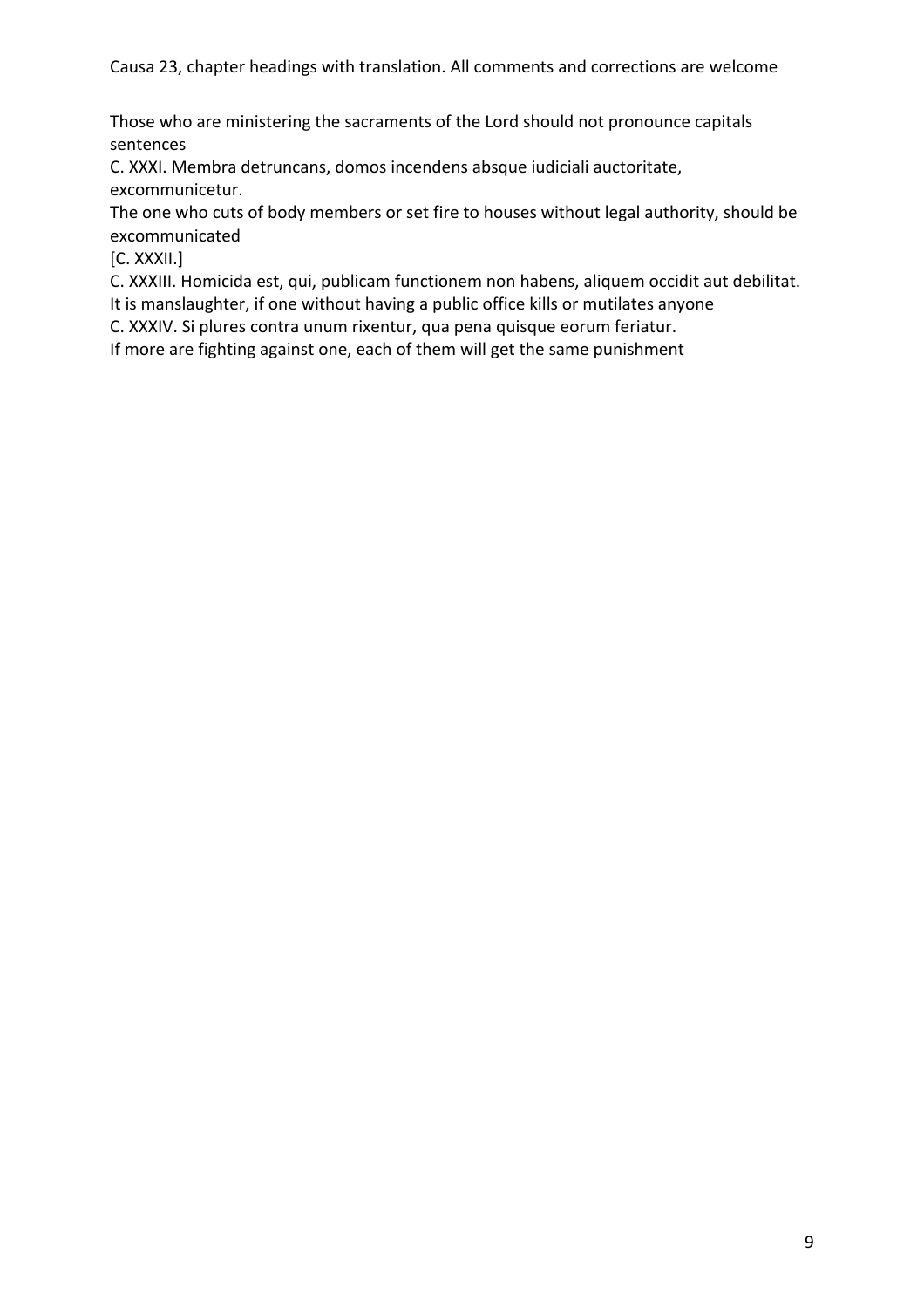Causa 23, chapter headings with translation. All comments and corrections are welcome

Those who are ministering the sacraments of the Lord should not pronounce capitals sentences

C. XXXI. Membra detruncans, domos incendens absque iudiciali auctoritate, excommunicetur.

The one who cuts of body members or set fire to houses without legal authority, should be excommunicated

[C. XXXII.]

C. XXXIII. Homicida est, qui, publicam functionem non habens, aliquem occidit aut debilitat.

It is manslaughter, if one without having a public office kills or mutilates anyone

C. XXXIV. Si plures contra unum rixentur, qua pena quisque eorum feriatur.

If more are fighting against one, each of them will get the same punishment